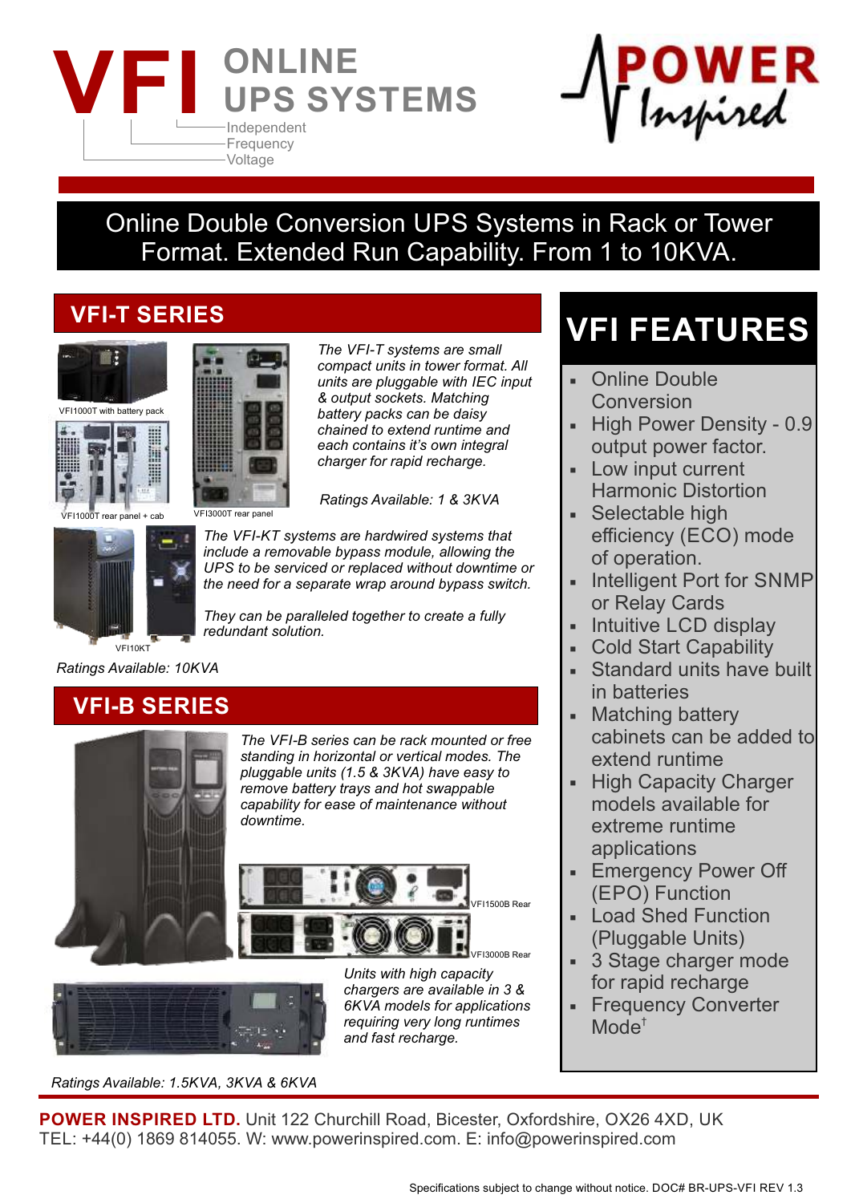# VFI ONLINE UPS SYSTEMS

Independent
Frequency
Voltage

POWER Inspired

**Online Double Conversion UPS Systems in Rack or Tower Format. Extended Run Capability. From 1 to 10KVA.**

## VFI-T SERIES

VFI1000T with battery pack

VFI1000T rear panel + cab

VFI3000T rear panel

*The VFI-T systems are small compact units in tower format. All units are pluggable with IEC input & output sockets. Matching battery packs can be daisy chained to extend runtime and each contains it's own integral charger for rapid recharge.*

*Ratings Available: 1 & 3KVA*

VFI10KT

*The VFI-KT systems are hardwired systems that include a removable bypass module, allowing the UPS to be serviced or replaced without downtime or the need for a separate wrap around bypass switch.*

*They can be paralleled together to create a fully redundant solution.*

*Ratings Available: 10KVA*

## VFI-B SERIES

*The VFI-B series can be rack mounted or free standing in horizontal or vertical modes. The pluggable units (1.5 & 3KVA) have easy to remove battery trays and hot swappable capability for ease of maintenance without downtime.*

VFI1500B Rear

VFI3000B Rear

*Units with high capacity chargers are available in 3 & 6KVA models for applications requiring very long runtimes and fast recharge.*

*Ratings Available: 1.5KVA, 3KVA & 6KVA*

## VFI FEATURES

- Online Double Conversion
- High Power Density - 0.9 output power factor.
- Low input current Harmonic Distortion
- Selectable high efficiency (ECO) mode of operation.
- Intelligent Port for SNMP or Relay Cards
- Intuitive LCD display
- Cold Start Capability
- Standard units have built in batteries
- Matching battery cabinets can be added to extend runtime
- High Capacity Charger models available for extreme runtime applications
- Emergency Power Off (EPO) Function
- Load Shed Function (Pluggable Units)
- 3 Stage charger mode for rapid recharge
- Frequency Converter Mode†

**POWER INSPIRED LTD.** Unit 122 Churchill Road, Bicester, Oxfordshire, OX26 4XD, UK
TEL: +44(0) 1869 814055. W: www.powerinspired.com. E: info@powerinspired.com

Specifications subject to change without notice. DOC# BR-UPS-VFI REV 1.3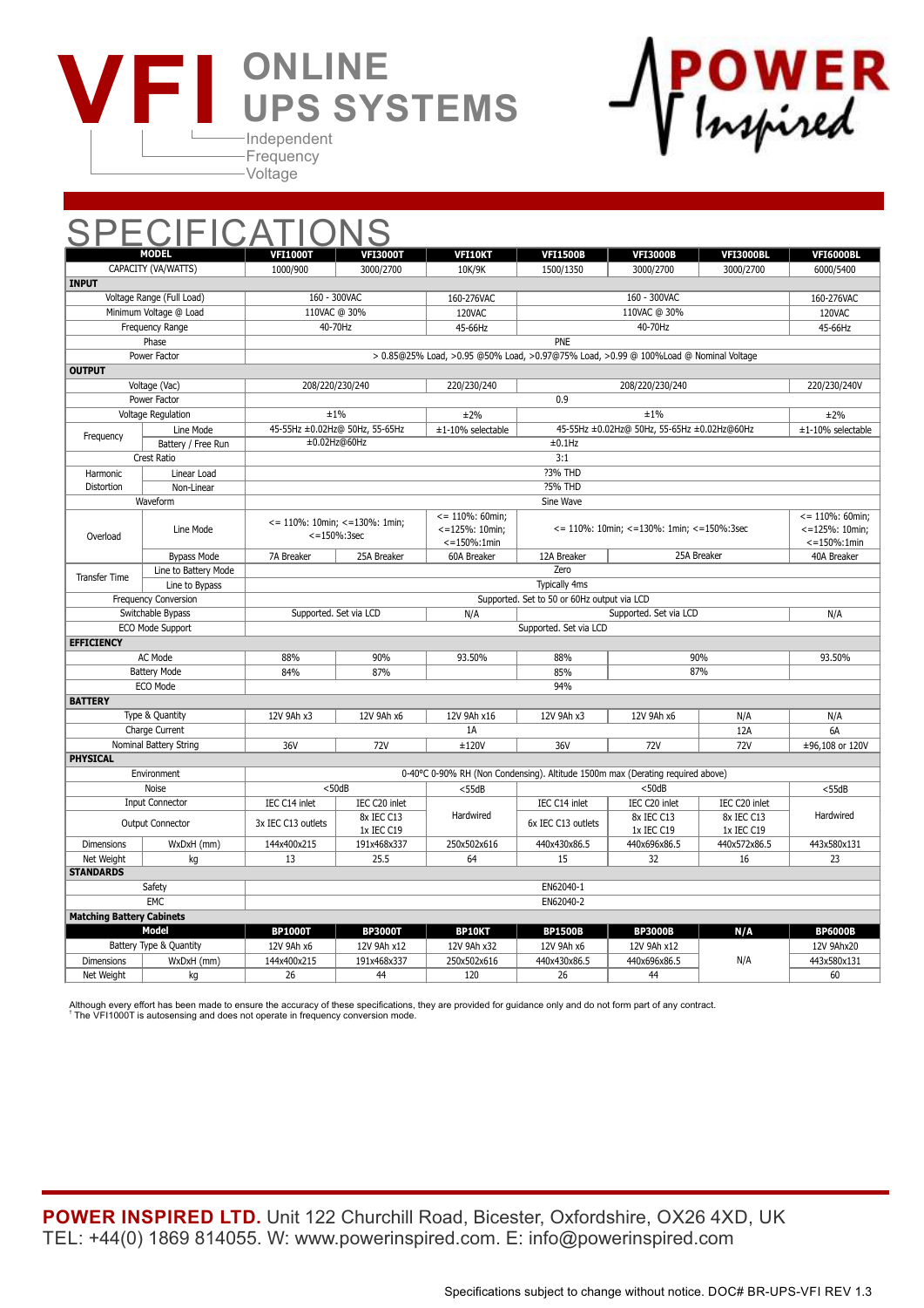# VFI ONLINE UPS SYSTEMS

Independent
Frequency
Voltage

POWER Inspired

## SPECIFICATIONS

| MODEL | | VFI1000T | VFI3000T | VFI10KT | VFI1500B | VFI3000B | VFI3000BL | VFI6000BL |
|---|---|---|---|---|---|---|---|---|
| CAPACITY (VA/WATTS) | | 1000/900 | 3000/2700 | 10K/9K | 1500/1350 | 3000/2700 | 3000/2700 | 6000/5400 |
| **INPUT** | | | | | | | | |
| Voltage Range (Full Load) | | 160 - 300VAC | | 160-276VAC | 160 - 300VAC | | | 160-276VAC |
| Minimum Voltage @ Load | | 110VAC @ 30% | | 120VAC | 110VAC @ 30% | | | 120VAC |
| Frequency Range | | 40-70Hz | | 45-66Hz | 40-70Hz | | | 45-66Hz |
| Phase | | PNE | | | | | | |
| Power Factor | | > 0.85@25% Load, >0.95 @50% Load, >0.97@75% Load, >0.99 @ 100%Load @ Nominal Voltage | | | | | | |
| **OUTPUT** | | | | | | | | |
| Voltage (Vac) | | 208/220/230/240 | | 220/230/240 | 208/220/230/240 | | | 220/230/240V |
| Power Factor | | 0.9 | | | | | | |
| Voltage Regulation | | ±1% | | ±2% | ±1% | | | ±2% |
| Frequency | Line Mode | 45-55Hz ±0.02Hz@ 50Hz, 55-65Hz | | ±1-10% selectable | 45-55Hz ±0.02Hz@ 50Hz, 55-65Hz ±0.02Hz@60Hz | | | ±1-10% selectable |
| | Battery / Free Run | ±0.02Hz@60Hz | | ±0.1Hz | | | | |
| Crest Ratio | | 3:1 | | | | | | |
| Harmonic Distortion | Linear Load | ?3% THD | | | | | | |
| | Non-Linear | ?5% THD | | | | | | |
| Waveform | | Sine Wave | | | | | | |
| Overload | Line Mode | <= 110%: 10min; <=130%: 1min; <=150%:3sec | | <= 110%: 60min; <=125%: 10min; <=150%:1min | <= 110%: 10min; <=130%: 1min; <=150%:3sec | | | <= 110%: 60min; <=125%: 10min; <=150%:1min |
| | Bypass Mode | 7A Breaker | 25A Breaker | 60A Breaker | 12A Breaker | 25A Breaker | | 40A Breaker |
| Transfer Time | Line to Battery Mode | Zero | | | | | | |
| | Line to Bypass | Typically 4ms | | | | | | |
| Frequency Conversion | | Supported. Set to 50 or 60Hz output via LCD | | | | | | |
| Switchable Bypass | | Supported. Set via LCD | | N/A | Supported. Set via LCD | | | N/A |
| ECO Mode Support | | Supported. Set via LCD | | | | | | |
| **EFFICIENCY** | | | | | | | | |
| AC Mode | | 88% | 90% | 93.50% | 88% | 90% | | 93.50% |
| Battery Mode | | 84% | 87% | | 85% | 87% | | |
| ECO Mode | | 94% | | | | | | |
| **BATTERY** | | | | | | | | |
| Type & Quantity | | 12V 9Ah x3 | 12V 9Ah x6 | 12V 9Ah x16 | 12V 9Ah x3 | 12V 9Ah x6 | N/A | N/A |
| Charge Current | | 1A | | | | | 12A | 6A |
| Nominal Battery String | | 36V | 72V | ±120V | 36V | 72V | 72V | ±96,108 or 120V |
| **PHYSICAL** | | | | | | | | |
| Environment | | 0-40°C 0-90% RH (Non Condensing). Altitude 1500m max (Derating required above) | | | | | | |
| Noise | | <50dB | | <55dB | <50dB | | | <55dB |
| Input Connector | | IEC C14 inlet | IEC C20 inlet | Hardwired | IEC C14 inlet | IEC C20 inlet | IEC C20 inlet | Hardwired |
| Output Connector | | 3x IEC C13 outlets | 8x IEC C13 1x IEC C19 | | 6x IEC C13 outlets | 8x IEC C13 1x IEC C19 | 8x IEC C13 1x IEC C19 | |
| Dimensions | WxDxH (mm) | 144x400x215 | 191x468x337 | 250x502x616 | 440x430x86.5 | 440x696x86.5 | 440x572x86.5 | 443x580x131 |
| Net Weight | kg | 13 | 25.5 | 64 | 15 | 32 | 16 | 23 |
| **STANDARDS** | | | | | | | | |
| Safety | | EN62040-1 | | | | | | |
| EMC | | EN62040-2 | | | | | | |
| **Matching Battery Cabinets** | | | | | | | | |
| Model | | BP1000T | BP3000T | BP10KT | BP1500B | BP3000B | N/A | BP6000B |
| Battery Type & Quantity | | 12V 9Ah x6 | 12V 9Ah x12 | 12V 9Ah x32 | 12V 9Ah x6 | 12V 9Ah x12 | N/A | 12V 9Ahx20 |
| Dimensions | WxDxH (mm) | 144x400x215 | 191x468x337 | 250x502x616 | 440x430x86.5 | 440x696x86.5 | | 443x580x131 |
| Net Weight | kg | 26 | 44 | 120 | 26 | 44 | | 60 |

Although every effort has been made to ensure the accuracy of these specifications, they are provided for guidance only and do not form part of any contract.
[†] The VFI1000T is autosensing and does not operate in frequency conversion mode.

**POWER INSPIRED LTD.** Unit 122 Churchill Road, Bicester, Oxfordshire, OX26 4XD, UK
TEL: +44(0) 1869 814055. W: www.powerinspired.com. E: info@powerinspired.com

Specifications subject to change without notice. DOC# BR-UPS-VFI REV 1.3